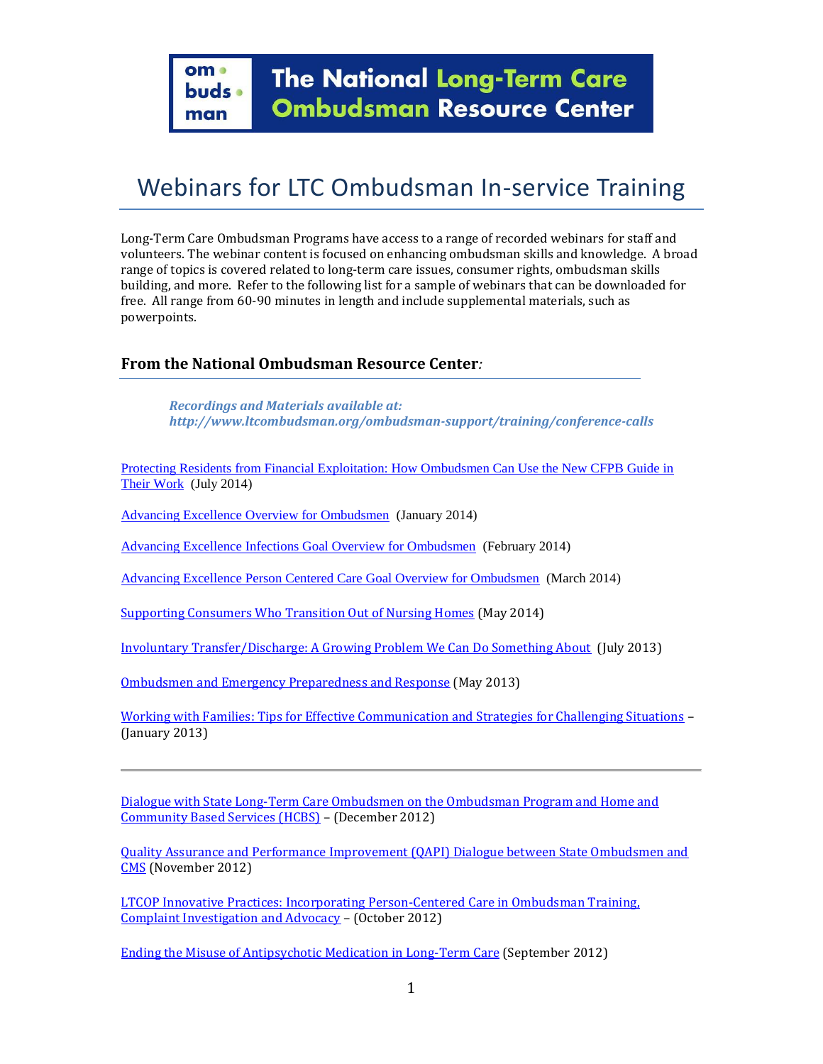# Webinars for LTC Ombudsman In-service Training

Long-Term Care Ombudsman Programs have access to a range of recorded webinars for staff and volunteers. The webinar content is focused on enhancing ombudsman skills and knowledge. A broad range of topics is covered related to long-term care issues, consumer rights, ombudsman skills building, and more. Refer to the following list for a sample of webinars that can be downloaded for free. All range from 60-90 minutes in length and include supplemental materials, such as powerpoints.

## From the National Ombudsman Resource Center*:*

> ***Recordings and Materials available at: http://www.ltcombudsman.org/ombudsman-support/training/conference-calls***

Protecting Residents from Financial Exploitation: How Ombudsmen Can Use the New CFPB Guide in Their Work (July 2014)

Advancing Excellence Overview for Ombudsmen (January 2014)

Advancing Excellence Infections Goal Overview for Ombudsmen (February 2014)

Advancing Excellence Person Centered Care Goal Overview for Ombudsmen (March 2014)

Supporting Consumers Who Transition Out of Nursing Homes (May 2014)

Involuntary Transfer/Discharge: A Growing Problem We Can Do Something About (July 2013)

Ombudsmen and Emergency Preparedness and Response (May 2013)

Working with Families: Tips for Effective Communication and Strategies for Challenging Situations – (January 2013)

---

Dialogue with State Long-Term Care Ombudsmen on the Ombudsman Program and Home and Community Based Services (HCBS) – (December 2012)

Quality Assurance and Performance Improvement (QAPI) Dialogue between State Ombudsmen and CMS (November 2012)

LTCOP Innovative Practices: Incorporating Person-Centered Care in Ombudsman Training, Complaint Investigation and Advocacy – (October 2012)

Ending the Misuse of Antipsychotic Medication in Long-Term Care (September 2012)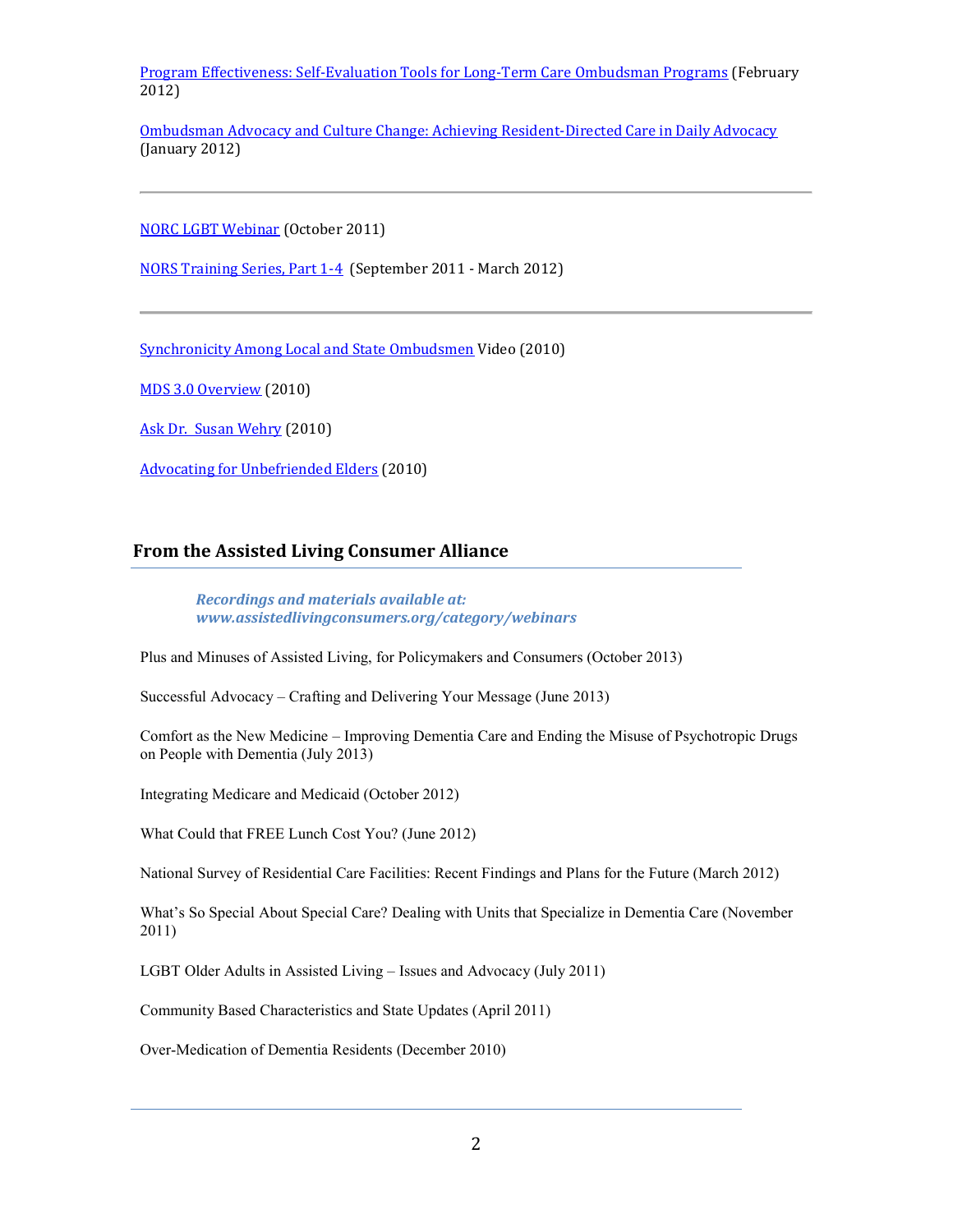Program Effectiveness: Self-Evaluation Tools for Long-Term Care Ombudsman Programs (February 2012)

Ombudsman Advocacy and Culture Change: Achieving Resident-Directed Care in Daily Advocacy (January 2012)

---

NORC LGBT Webinar (October 2011)

NORS Training Series, Part 1-4 (September 2011 - March 2012)

---

Synchronicity Among Local and State Ombudsmen Video (2010)

MDS 3.0 Overview (2010)

Ask Dr. Susan Wehry (2010)

Advocating for Unbefriended Elders (2010)

## From the Assisted Living Consumer Alliance

***Recordings and materials available at: www.assistedlivingconsumers.org/category/webinars***

Plus and Minuses of Assisted Living, for Policymakers and Consumers (October 2013)

Successful Advocacy – Crafting and Delivering Your Message (June 2013)

Comfort as the New Medicine – Improving Dementia Care and Ending the Misuse of Psychotropic Drugs on People with Dementia (July 2013)

Integrating Medicare and Medicaid (October 2012)

What Could that FREE Lunch Cost You? (June 2012)

National Survey of Residential Care Facilities: Recent Findings and Plans for the Future (March 2012)

What's So Special About Special Care? Dealing with Units that Specialize in Dementia Care (November 2011)

LGBT Older Adults in Assisted Living – Issues and Advocacy (July 2011)

Community Based Characteristics and State Updates (April 2011)

Over-Medication of Dementia Residents (December 2010)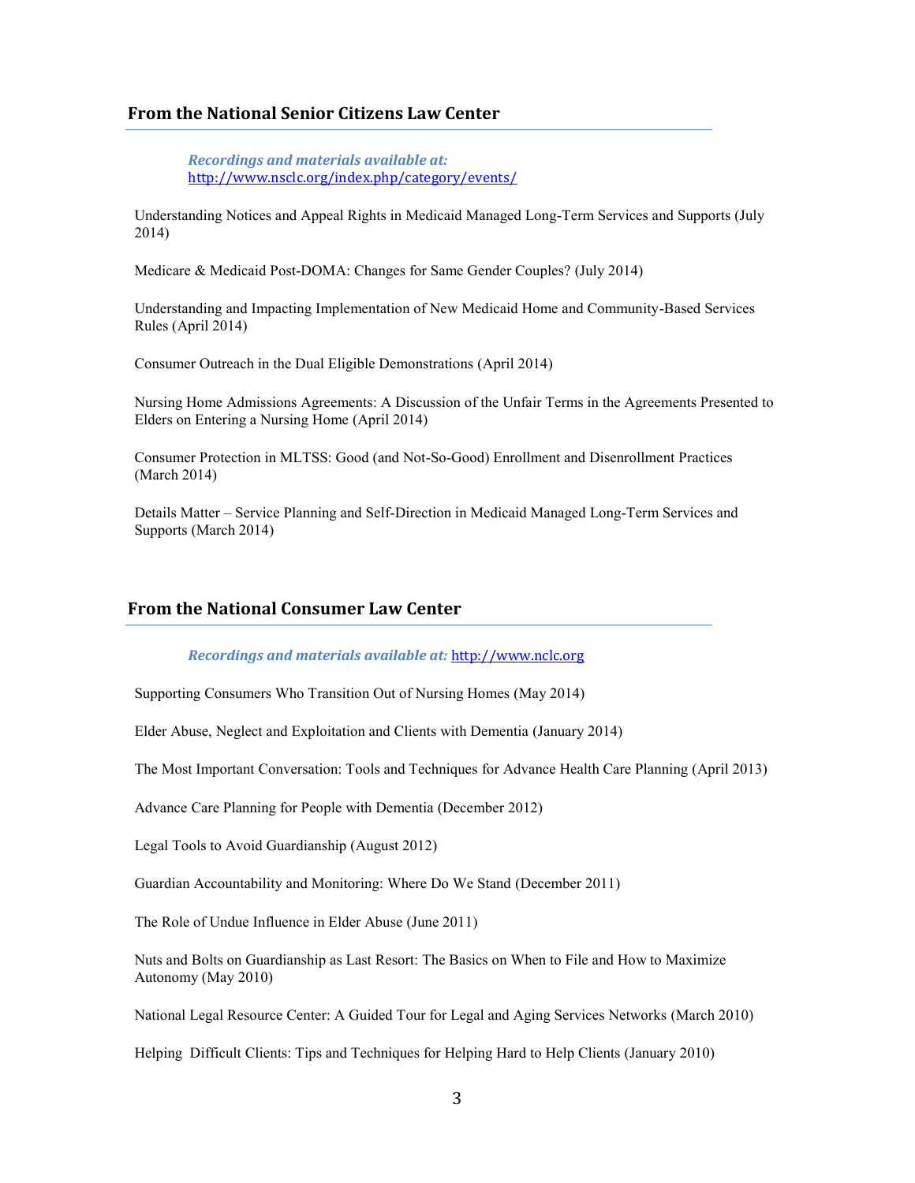## From the National Senior Citizens Law Center

*Recordings and materials available at:* [http://www.nsclc.org/index.php/category/events/](http://www.nsclc.org/index.php/category/events/)

Understanding Notices and Appeal Rights in Medicaid Managed Long-Term Services and Supports (July 2014)

Medicare & Medicaid Post-DOMA: Changes for Same Gender Couples? (July 2014)

Understanding and Impacting Implementation of New Medicaid Home and Community-Based Services Rules (April 2014)

Consumer Outreach in the Dual Eligible Demonstrations (April 2014)

Nursing Home Admissions Agreements: A Discussion of the Unfair Terms in the Agreements Presented to Elders on Entering a Nursing Home (April 2014)

Consumer Protection in MLTSS: Good (and Not-So-Good) Enrollment and Disenrollment Practices (March 2014)

Details Matter – Service Planning and Self-Direction in Medicaid Managed Long-Term Services and Supports (March 2014)

## From the National Consumer Law Center

*Recordings and materials available at:* [http://www.nclc.org](http://www.nclc.org)

Supporting Consumers Who Transition Out of Nursing Homes (May 2014)

Elder Abuse, Neglect and Exploitation and Clients with Dementia (January 2014)

The Most Important Conversation: Tools and Techniques for Advance Health Care Planning (April 2013)

Advance Care Planning for People with Dementia (December 2012)

Legal Tools to Avoid Guardianship (August 2012)

Guardian Accountability and Monitoring: Where Do We Stand (December 2011)

The Role of Undue Influence in Elder Abuse (June 2011)

Nuts and Bolts on Guardianship as Last Resort: The Basics on When to File and How to Maximize Autonomy (May 2010)

National Legal Resource Center: A Guided Tour for Legal and Aging Services Networks (March 2010)

Helping Difficult Clients: Tips and Techniques for Helping Hard to Help Clients (January 2010)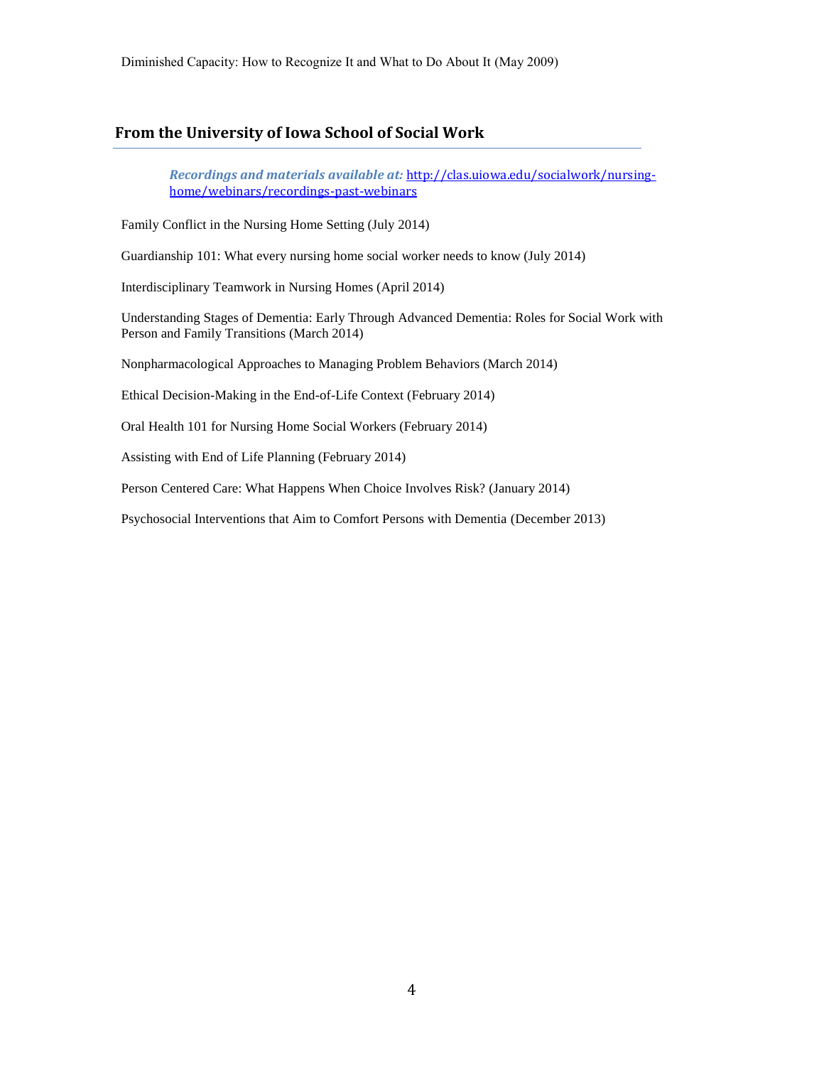Diminished Capacity: How to Recognize It and What to Do About It (May 2009)

## From the University of Iowa School of Social Work

*Recordings and materials available at:* http://clas.uiowa.edu/socialwork/nursing-home/webinars/recordings-past-webinars

Family Conflict in the Nursing Home Setting (July 2014)

Guardianship 101: What every nursing home social worker needs to know (July 2014)

Interdisciplinary Teamwork in Nursing Homes (April 2014)

Understanding Stages of Dementia: Early Through Advanced Dementia: Roles for Social Work with Person and Family Transitions (March 2014)

Nonpharmacological Approaches to Managing Problem Behaviors (March 2014)

Ethical Decision-Making in the End-of-Life Context (February 2014)

Oral Health 101 for Nursing Home Social Workers (February 2014)

Assisting with End of Life Planning (February 2014)

Person Centered Care: What Happens When Choice Involves Risk? (January 2014)

Psychosocial Interventions that Aim to Comfort Persons with Dementia (December 2013)